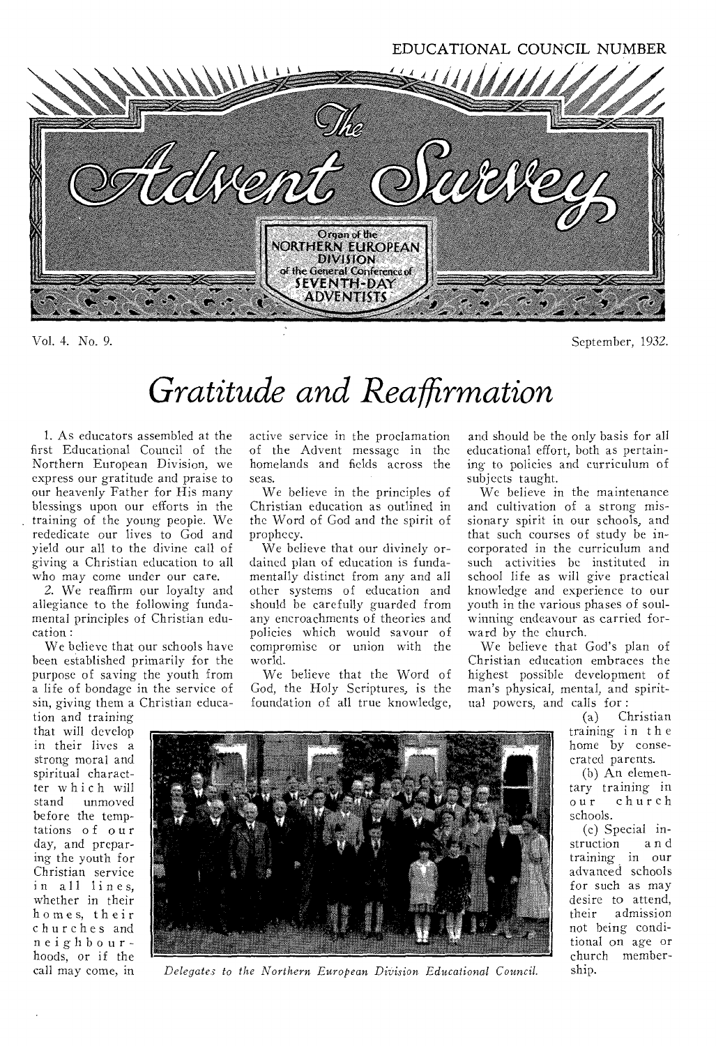EDUCATIONAL COUNCIL NUMBER

# The Advent Survey

Organ of the NORTHERN EUROPEAN DIVISION of the General Conference of SEVENTH-DAY ADVENTISTS

Vol. 4. No. 9. September, 1932.

# *Gratitude and Reaffirmation*

1. As educators assembled at the first Educational Council of the Northern European Division, we express our gratitude and praise to our heavenly Father for His many blessings upon our efforts in the training of the young people. We rededicate our lives to God and yield our all to the divine call of giving a Christian education to all who may come under our care.

2. We reaffirm our loyalty and allegiance to the following fundamental principles of Christian education:

We believe that our schools have been established primarily for the purpose of saving the youth from a life of bondage in the service of sin, giving them a Christian education and training that will develop in their lives a strong moral and spiritual character which will stand unmoved before the temptations of our day, and preparing the youth for Christian service in all lines, whether in their homes, their churches and neighbourhoods, or if the call may come, in active service in the proclamation of the Advent message in the homelands and fields across the seas.

We believe in the principles of Christian education as outlined in the Word of God and the spirit of prophecy.

We believe that our divinely ordained plan of education is fundamentally distinct from any and all other systems of education and should be carefully guarded from any encroachments of theories and policies which would savour of compromise or union with the world.

We believe that the Word of God, the Holy Scriptures, is the foundation of all true knowledge, and should be the only basis for all educational effort, both as pertaining to policies and curriculum of subjects taught.

We believe in the maintenance and cultivation of a strong missionary spirit in our schools, and that such courses of study be incorporated in the curriculum and such activities be instituted in school life as will give practical knowledge and experience to our youth in the various phases of soul-winning endeavour as carried forward by the church.

We believe that God's plan of Christian education embraces the highest possible development of man's physical, mental, and spiritual powers, and calls for:

(a) Christian training in the home by consecrated parents.

(b) An elementary training in our church schools.

(c) Special instruction and training in our advanced schools for such as may desire to attend, their admission not being conditional on age or church membership.

*Delegates to the Northern European Division Educational Council.*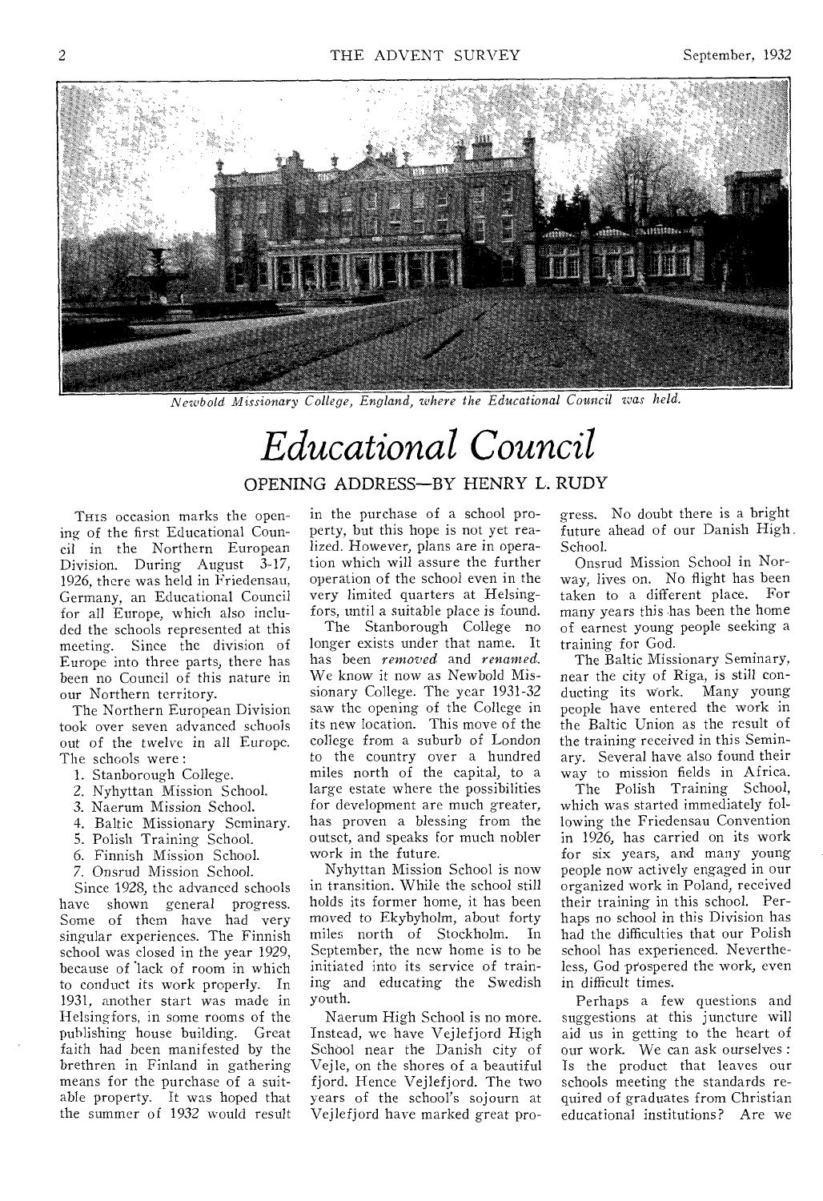*Newbold Missionary College, England, where the Educational Council was held.*

# Educational Council

## OPENING ADDRESS—BY HENRY L. RUDY

THIS occasion marks the opening of the first Educational Council in the Northern European Division. During August 3-17, 1926, there was held in Friedensau, Germany, an Educational Council for all Europe, which also included the schools represented at this meeting. Since the division of Europe into three parts, there has been no Council of this nature in our Northern territory.

The Northern European Division took over seven advanced schools out of the twelve in all Europe. The schools were:

1. Stanborough College.
2. Nyhyttan Mission School.
3. Naerum Mission School.
4. Baltic Missionary Seminary.
5. Polish Training School.
6. Finnish Mission School.
7. Onsrud Mission School.

Since 1928, the advanced schools have shown general progress. Some of them have had very singular experiences. The Finnish school was closed in the year 1929, because of lack of room in which to conduct its work properly. In 1931, another start was made in Helsingfors, in some rooms of the publishing house building. Great faith had been manifested by the brethren in Finland in gathering means for the purchase of a suitable property. It was hoped that the summer of 1932 would result in the purchase of a school property, but this hope is not yet realized. However, plans are in operation which will assure the further operation of the school even in the very limited quarters at Helsingfors, until a suitable place is found.

The Stanborough College no longer exists under that name. It has been *removed* and *renamed*. We know it now as Newbold Missionary College. The year 1931-32 saw the opening of the College in its new location. This move of the college from a suburb of London to the country over a hundred miles north of the capital, to a large estate where the possibilities for development are much greater, has proven a blessing from the outset, and speaks for much nobler work in the future.

Nyhyttan Mission School is now in transition. While the school still holds its former home, it has been moved to Ekybyholm, about forty miles north of Stockholm. In September, the new home is to be initiated into its service of training and educating the Swedish youth.

Naerum High School is no more. Instead, we have Vejlefjord High School near the Danish city of Vejle, on the shores of a beautiful fjord. Hence Vejlefjord. The two years of the school's sojourn at Vejlefjord have marked great progress. No doubt there is a bright future ahead of our Danish High School.

Onsrud Mission School in Norway, lives on. No flight has been taken to a different place. For many years this has been the home of earnest young people seeking a training for God.

The Baltic Missionary Seminary, near the city of Riga, is still conducting its work. Many young people have entered the work in the Baltic Union as the result of the training received in this Seminary. Several have also found their way to mission fields in Africa.

The Polish Training School, which was started immediately following the Friedensau Convention in 1926, has carried on its work for six years, and many young people now actively engaged in our organized work in Poland, received their training in this school. Perhaps no school in this Division has had the difficulties that our Polish school has experienced. Nevertheless, God prospered the work, even in difficult times.

Perhaps a few questions and suggestions at this juncture will aid us in getting to the heart of our work. We can ask ourselves: Is the product that leaves our schools meeting the standards required of graduates from Christian educational institutions? Are we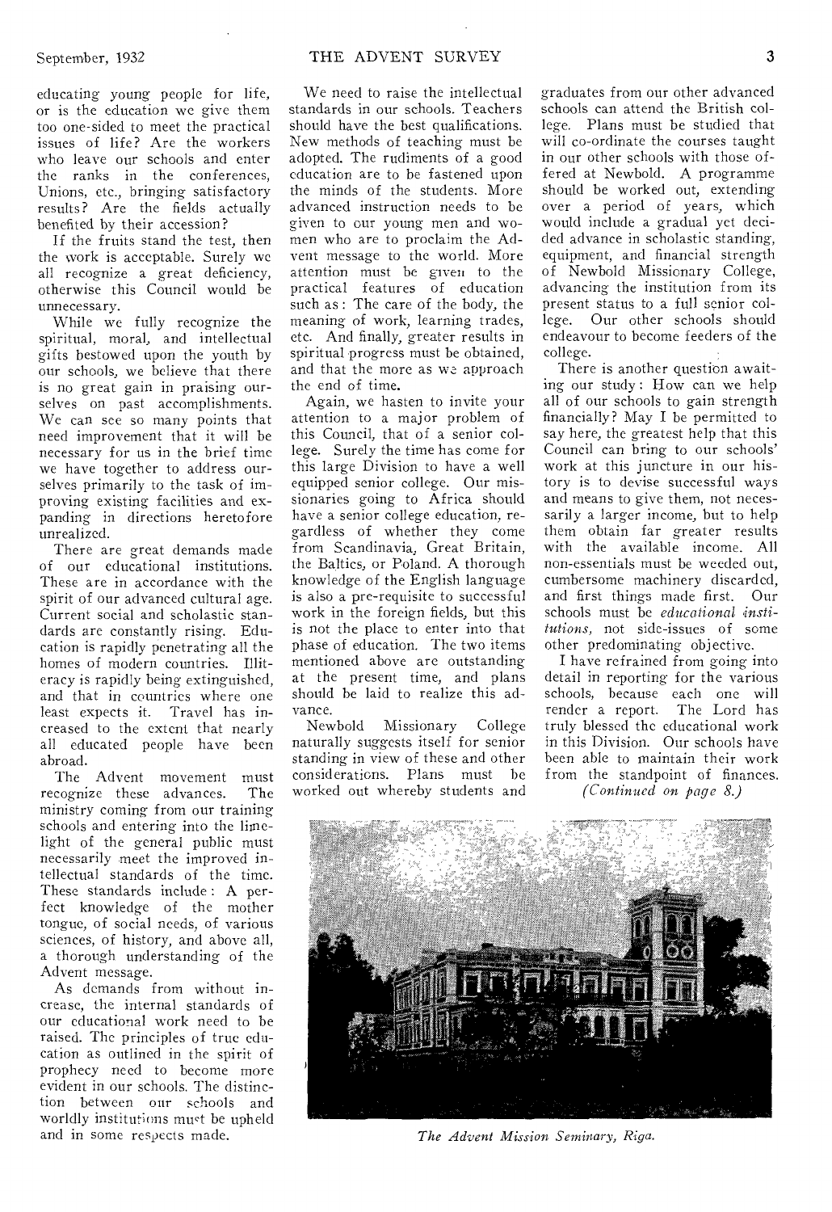educating young people for life, or is the education we give them too one-sided to meet the practical issues of life? Are the workers who leave our schools and enter the ranks in the conferences, Unions, etc., bringing satisfactory results? Are the fields actually benefited by their accession?

If the fruits stand the test, then the work is acceptable. Surely we all recognize a great deficiency, otherwise this Council would be unnecessary.

While we fully recognize the spiritual, moral, and intellectual gifts bestowed upon the youth by our schools, we believe that there is no great gain in praising ourselves on past accomplishments. We can see so many points that need improvement that it will be necessary for us in the brief time we have together to address ourselves primarily to the task of improving existing facilities and expanding in directions heretofore unrealized.

There are great demands made of our educational institutions. These are in accordance with the spirit of our advanced cultural age. Current social and scholastic standards are constantly rising. Education is rapidly penetrating all the homes of modern countries. Illiteracy is rapidly being extinguished, and that in countries where one least expects it. Travel has increased to the extent that nearly all educated people have been abroad.

The Advent movement must recognize these advances. The ministry coming from our training schools and entering into the limelight of the general public must necessarily meet the improved intellectual standards of the time. These standards include: A perfect knowledge of the mother tongue, of social needs, of various sciences, of history, and above all, a thorough understanding of the Advent message.

As demands from without increase, the internal standards of our educational work need to be raised. The principles of true education as outlined in the spirit of prophecy need to become more evident in our schools. The distinction between our schools and worldly institutions must be upheld and in some respects made.

We need to raise the intellectual standards in our schools. Teachers should have the best qualifications. New methods of teaching must be adopted. The rudiments of a good education are to be fastened upon the minds of the students. More advanced instruction needs to be given to our young men and women who are to proclaim the Advent message to the world. More attention must be given to the practical features of education such as: The care of the body, the meaning of work, learning trades, etc. And finally, greater results in spiritual progress must be obtained, and that the more as we approach the end of time.

Again, we hasten to invite your attention to a major problem of this Council, that of a senior college. Surely the time has come for this large Division to have a well equipped senior college. Our missionaries going to Africa should have a senior college education, regardless of whether they come from Scandinavia, Great Britain, the Baltics, or Poland. A thorough knowledge of the English language is also a pre-requisite to successful work in the foreign fields, but this is not the place to enter into that phase of education. The two items mentioned above are outstanding at the present time, and plans should be laid to realize this advance.

Newbold Missionary College naturally suggests itself for senior standing in view of these and other considerations. Plans must be worked out whereby students and graduates from our other advanced schools can attend the British college. Plans must be studied that will co-ordinate the courses taught in our other schools with those offered at Newbold. A programme should be worked out, extending over a period of years, which would include a gradual yet decided advance in scholastic standing, equipment, and financial strength of Newbold Missionary College, advancing the institution from its present status to a full senior college. Our other schools should endeavour to become feeders of the college.

There is another question awaiting our study: How can we help all of our schools to gain strength financially? May I be permitted to say here, the greatest help that this Council can bring to our schools' work at this juncture in our history is to devise successful ways and means to give them, not necessarily a larger income, but to help them obtain far greater results with the available income. All non-essentials must be weeded out, cumbersome machinery discarded, and first things made first. Our schools must be *educational institutions*, not side-issues of some other predominating objective.

I have refrained from going into detail in reporting for the various schools, because each one will render a report. The Lord has truly blessed the educational work in this Division. Our schools have been able to maintain their work from the standpoint of finances.

*(Continued on page 8.)*

*The Advent Mission Seminary, Riga.*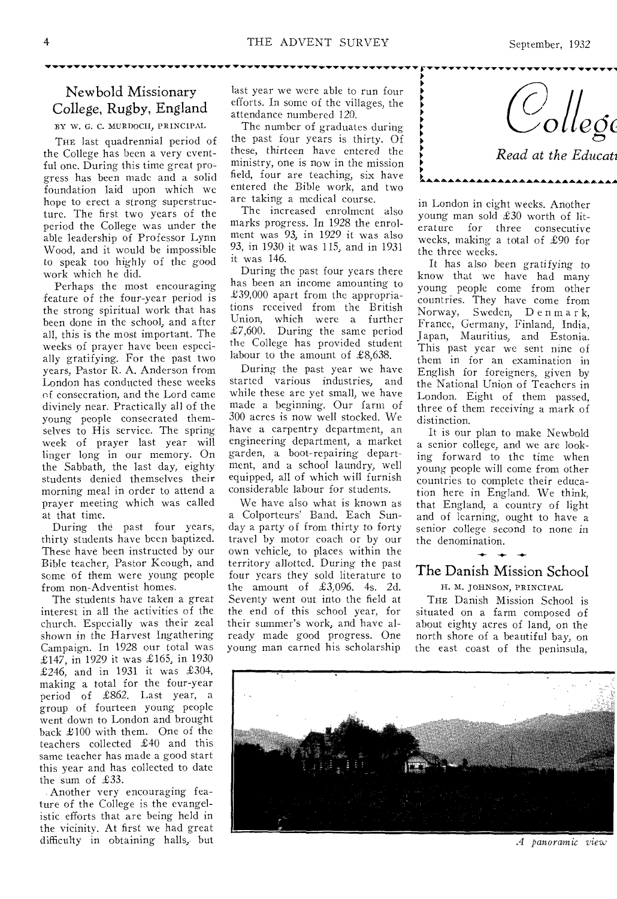## Newbold Missionary College, Rugby, England

BY W. G. C. MURDOCH, PRINCIPAL

THE last quadrennial period of the College has been a very eventful one. During this time great progress has been made and a solid foundation laid upon which we hope to erect a strong superstructure. The first two years of the period the College was under the able leadership of Professor Lynn Wood, and it would be impossible to speak too highly of the good work which he did.

Perhaps the most encouraging feature of the four-year period is the strong spiritual work that has been done in the school, and after all, this is the most important. The weeks of prayer have been especially gratifying. For the past two years, Pastor R. A. Anderson from London has conducted these weeks of consecration, and the Lord came divinely near. Practically all of the young people consecrated themselves to His service. The spring week of prayer last year will linger long in our memory. On the Sabbath, the last day, eighty students denied themselves their morning meal in order to attend a prayer meeting which was called at that time.

During the past four years, thirty students have been baptized. These have been instructed by our Bible teacher, Pastor Keough, and some of them were young people from non-Adventist homes.

The students have taken a great interest in all the activities of the church. Especially was their zeal shown in the Harvest Ingathering Campaign. In 1928 our total was £147, in 1929 it was £165, in 1930 £246, and in 1931 it was £304, making a total for the four-year period of £862. Last year, a group of fourteen young people went down to London and brought back £100 with them. One of the teachers collected £40 and this same teacher has made a good start this year and has collected to date the sum of £33.

Another very encouraging feature of the College is the evangelistic efforts that are being held in the vicinity. At first we had great difficulty in obtaining halls, but last year we were able to run four efforts. In some of the villages, the attendance numbered 120.

The number of graduates during the past four years is thirty. Of these, thirteen have entered the ministry, one is now in the mission field, four are teaching, six have entered the Bible work, and two are taking a medical course.

The increased enrolment also marks progress. In 1928 the enrolment was 93, in 1929 it was also 93, in 1930 it was 115, and in 1931 it was 146.

During the past four years there has been an income amounting to £39,000 apart from the appropriations received from the British Union, which were a further £7,600. During the same period the College has provided student labour to the amount of £8,638.

During the past year we have started various industries, and while these are yet small, we have made a beginning. Our farm of 300 acres is now well stocked. We have a carpentry department, an engineering department, a market garden, a boot-repairing department, and a school laundry, well equipped, all of which will furnish considerable labour for students.

We have also what is known as a Colporteurs' Band. Each Sunday a party of from thirty to forty travel by motor coach or by our own vehicle, to places within the territory allotted. During the past four years they sold literature to the amount of £3,096. 4s. 2d. Seventy went out into the field at the end of this school year, for their summer's work, and have already made good progress. One young man earned his scholarship in London in eight weeks. Another young man sold £30 worth of literature for three consecutive weeks, making a total of £90 for the three weeks.

It has also been gratifying to know that we have had many young people come from other countries. They have come from Norway, Sweden, Denmark, France, Germany, Finland, India, Japan, Mauritius, and Estonia. This past year we sent nine of them in for an examination in English for foreigners, given by the National Union of Teachers in London. Eight of them passed, three of them receiving a mark of distinction.

It is our plan to make Newbold a senior college, and we are looking forward to the time when young people will come from other countries to complete their education here in England. We think, that England, a country of light and of learning, ought to have a senior college second to none in the denomination.

# College

*Read at the Educati*

## The Danish Mission School

H. M. JOHNSON, PRINCIPAL

THE Danish Mission School is situated on a farm composed of about eighty acres of land, on the north shore of a beautiful bay, on the east coast of the peninsula,

*A panoramic view*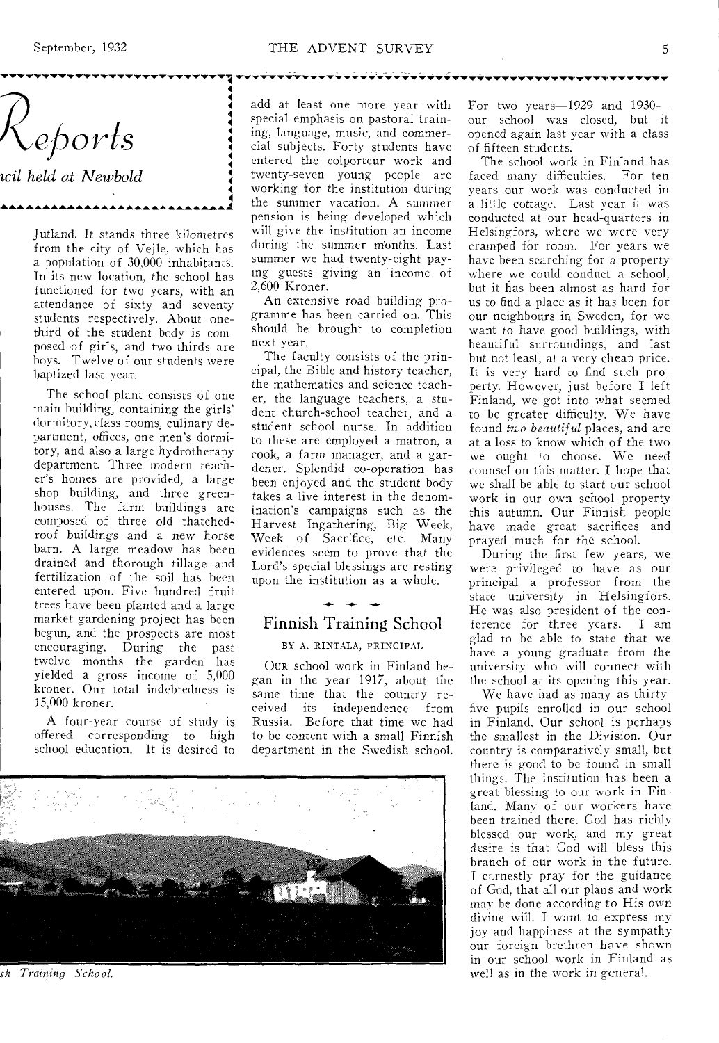# Reports

*...ncil held at Newbold*

Jutland. It stands three kilometres from the city of Vejle, which has a population of 30,000 inhabitants. In its new location, the school has functioned for two years, with an attendance of sixty and seventy students respectively. About one-third of the student body is composed of girls, and two-thirds are boys. Twelve of our students were baptized last year.

The school plant consists of one main building, containing the girls' dormitory, class rooms, culinary department, offices, one men's dormitory, and also a large hydrotherapy department. Three modern teacher's homes are provided, a large shop building, and three greenhouses. The farm buildings are composed of three old thatched-roof buildings and a new horse barn. A large meadow has been drained and thorough tillage and fertilization of the soil has been entered upon. Five hundred fruit trees have been planted and a large market gardening project has been begun, and the prospects are most encouraging. During the past twelve months the garden has yielded a gross income of 5,000 kroner. Our total indebtedness is 15,000 kroner.

A four-year course of study is offered corresponding to high school education. It is desired to add at least one more year with special emphasis on pastoral training, language, music, and commercial subjects. Forty students have entered the colporteur work and twenty-seven young people are working for the institution during the summer vacation. A summer pension is being developed which will give the institution an income during the summer months. Last summer we had twenty-eight paying guests giving an income of 2,600 Kroner.

An extensive road building programme has been carried on. This should be brought to completion next year.

The faculty consists of the principal, the Bible and history teacher, the mathematics and science teacher, the language teachers, a student church-school teacher, and a student school nurse. In addition to these are employed a matron, a cook, a farm manager, and a gardener. Splendid co-operation has been enjoyed and the student body takes a live interest in the denomination's campaigns such as the Harvest Ingathering, Big Week, Week of Sacrifice, etc. Many evidences seem to prove that the Lord's special blessings are resting upon the institution as a whole.

*...sh Training School.*

## Finnish Training School

BY A. RINTALA, PRINCIPAL

Our school work in Finland began in the year 1917, about the same time that the country received its independence from Russia. Before that time we had to be content with a small Finnish department in the Swedish school. For two years—1929 and 1930—our school was closed, but it opened again last year with a class of fifteen students.

The school work in Finland has faced many difficulties. For ten years our work was conducted in a little cottage. Last year it was conducted at our head-quarters in Helsingfors, where we were very cramped for room. For years we have been searching for a property where we could conduct a school, but it has been almost as hard for us to find a place as it has been for our neighbours in Sweden, for we want to have good buildings, with beautiful surroundings, and last but not least, at a very cheap price. It is very hard to find such property. However, just before I left Finland, we got into what seemed to be greater difficulty. We have found *two beautiful* places, and are at a loss to know which of the two we ought to choose. We need counsel on this matter. I hope that we shall be able to start our school work in our own school property this autumn. Our Finnish people have made great sacrifices and prayed much for the school.

During the first few years, we were privileged to have as our principal a professor from the state university in Helsingfors. He was also president of the conference for three years. I am glad to be able to state that we have a young graduate from the university who will connect with the school at its opening this year.

We have had as many as thirty-five pupils enrolled in our school in Finland. Our school is perhaps the smallest in the Division. Our country is comparatively small, but there is good to be found in small things. The institution has been a great blessing to our work in Finland. Many of our workers have been trained there. God has richly blessed our work, and my great desire is that God will bless this branch of our work in the future. I earnestly pray for the guidance of God, that all our plans and work may be done according to His own divine will. I want to express my joy and happiness at the sympathy our foreign brethren have shown in our school work in Finland as well as in the work in general.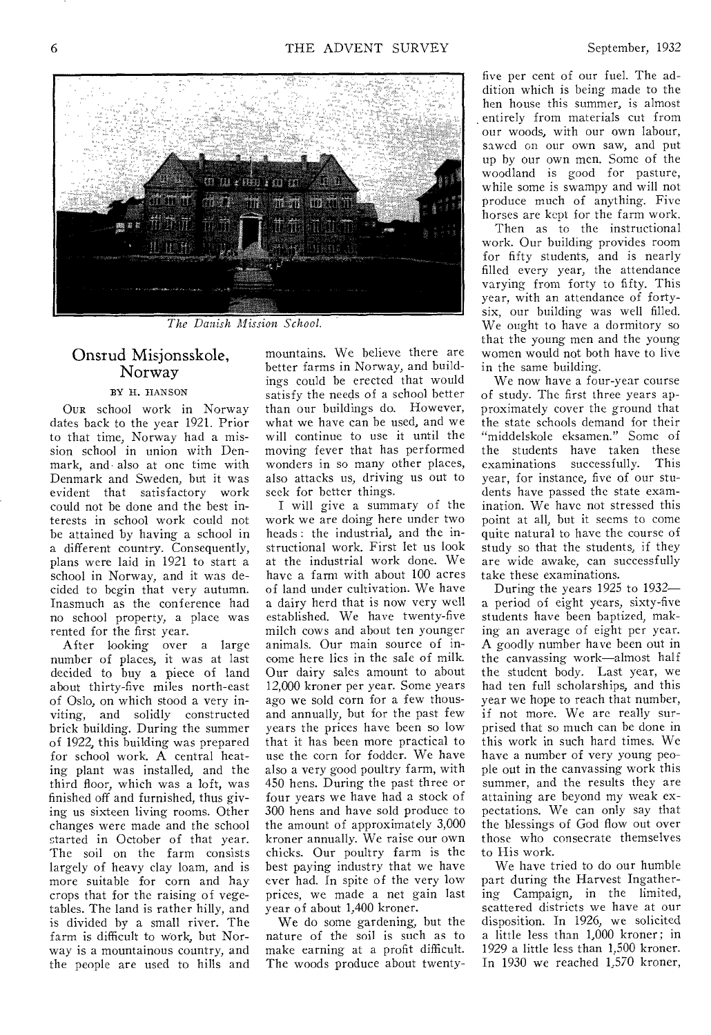*The Danish Mission School.*

## Onsrud Misjonsskole, Norway

BY H. HANSON

OUR school work in Norway dates back to the year 1921. Prior to that time, Norway had a mission school in union with Denmark, and also at one time with Denmark and Sweden, but it was evident that satisfactory work could not be done and the best interests in school work could not be attained by having a school in a different country. Consequently, plans were laid in 1921 to start a school in Norway, and it was decided to begin that very autumn. Inasmuch as the conference had no school property, a place was rented for the first year.

After looking over a large number of places, it was at last decided to buy a piece of land about thirty-five miles north-east of Oslo, on which stood a very inviting, and solidly constructed brick building. During the summer of 1922, this building was prepared for school work. A central heating plant was installed, and the third floor, which was a loft, was finished off and furnished, thus giving us sixteen living rooms. Other changes were made and the school started in October of that year. The soil on the farm consists largely of heavy clay loam, and is more suitable for corn and hay crops that for the raising of vegetables. The land is rather hilly, and is divided by a small river. The farm is difficult to work, but Norway is a mountainous country, and the people are used to hills and mountains. We believe there are better farms in Norway, and buildings could be erected that would satisfy the needs of a school better than our buildings do. However, what we have can be used, and we will continue to use it until the moving fever that has performed wonders in so many other places, also attacks us, driving us out to seek for better things.

I will give a summary of the work we are doing here under two heads: the industrial, and the instructional work. First let us look at the industrial work done. We have a farm with about 100 acres of land under cultivation. We have a dairy herd that is now very well established. We have twenty-five milch cows and about ten younger animals. Our main source of income here lies in the sale of milk. Our dairy sales amount to about 12,000 kroner per year. Some years ago we sold corn for a few thousand annually, but for the past few years the prices have been so low that it has been more practical to use the corn for fodder. We have also a very good poultry farm, with 450 hens. During the past three or four years we have had a stock of 300 hens and have sold produce to the amount of approximately 3,000 kroner annually. We raise our own chicks. Our poultry farm is the best paying industry that we have ever had. In spite of the very low prices, we made a net gain last year of about 1,400 kroner.

We do some gardening, but the nature of the soil is such as to make earning at a profit difficult. The woods produce about twenty-five per cent of our fuel. The addition which is being made to the hen house this summer, is almost entirely from materials cut from our woods, with our own labour, sawed on our own saw, and put up by our own men. Some of the woodland is good for pasture, while some is swampy and will not produce much of anything. Five horses are kept for the farm work.

Then as to the instructional work. Our building provides room for fifty students, and is nearly filled every year, the attendance varying from forty to fifty. This year, with an attendance of forty-six, our building was well filled. We ought to have a dormitory so that the young men and the young women would not both have to live in the same building.

We now have a four-year course of study. The first three years approximately cover the ground that the state schools demand for their "middelskole eksamen." Some of the students have taken these examinations successfully. This year, for instance, five of our students have passed the state examination. We have not stressed this point at all, but it seems to come quite natural to have the course of study so that the students, if they are wide awake, can successfully take these examinations.

During the years 1925 to 1932—a period of eight years, sixty-five students have been baptized, making an average of eight per year. A goodly number have been out in the canvassing work—almost half the student body. Last year, we had ten full scholarships, and this year we hope to reach that number, if not more. We are really surprised that so much can be done in this work in such hard times. We have a number of very young people out in the canvassing work this summer, and the results they are attaining are beyond my weak expectations. We can only say that the blessings of God flow out over those who consecrate themselves to His work.

We have tried to do our humble part during the Harvest Ingathering Campaign, in the limited, scattered districts we have at our disposition. In 1926, we solicited a little less than 1,000 kroner; in 1929 a little less than 1,500 kroner. In 1930 we reached 1,570 kroner,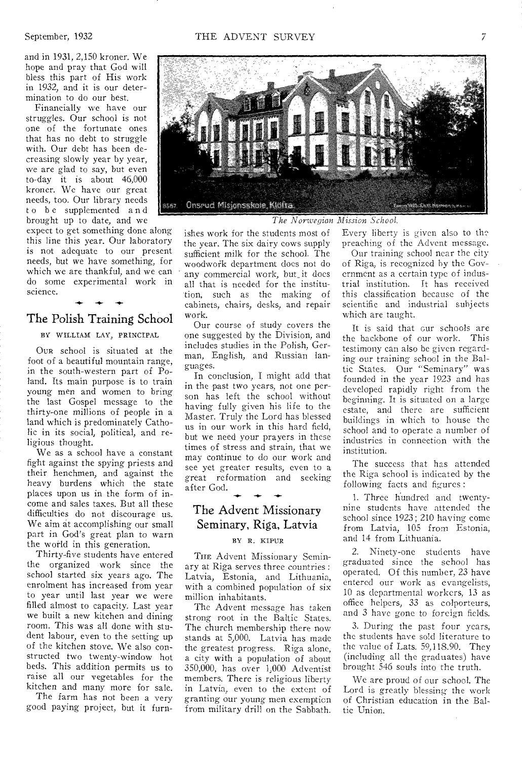and in 1931, 2,150 kroner. We hope and pray that God will bless this part of His work in 1932, and it is our determination to do our best.

Financially we have our struggles. Our school is not one of the fortunate ones that has no debt to struggle with. Our debt has been decreasing slowly year by year, we are glad to say, but even to-day it is about 46,000 kroner. We have our great needs, too. Our library needs to be supplemented and brought up to date, and we expect to get something done along this line this year. Our laboratory is not adequate to our present needs, but we have something, for which we are thankful, and we can do some experimental work in science.

*The Norwegian Mission School.*

## The Polish Training School

BY WILLIAM LAY, PRINCIPAL

Our school is situated at the foot of a beautiful mountain range, in the south-western part of Poland. Its main purpose is to train young men and women to bring the last Gospel message to the thirty-one millions of people in a land which is predominately Catholic in its social, political, and religious thought.

We as a school have a constant fight against the spying priests and their henchmen, and against the heavy burdens which the state places upon us in the form of income and sales taxes. But all these difficulties do not discourage us. We aim at accomplishing our small part in God's great plan to warn the world in this generation.

Thirty-five students have entered the organized work since the school started six years ago. The enrolment has increased from year to year until last year we were filled almost to capacity. Last year we built a new kitchen and dining room. This was all done with student labour, even to the setting up of the kitchen stove. We also constructed two twenty-window hot beds. This addition permits us to raise all our vegetables for the kitchen and many more for sale.

The farm has not been a very good paying project, but it furnishes work for the students most of the year. The six dairy cows supply sufficient milk for the school. The woodwork department does not do any commercial work, but it does all that is needed for the institution, such as the making of cabinets, chairs, desks, and repair work.

Our course of study covers the one suggested by the Division, and includes studies in the Polish, German, English, and Russian languages.

In conclusion, I might add that in the past two years, not one person has left the school without having fully given his life to the Master. Truly the Lord has blessed us in our work in this hard field, but we need your prayers in these times of stress and strain, that we may continue to do our work and see yet greater results, even to a great reformation and seeking after God.

## The Advent Missionary Seminary, Riga, Latvia

BY R. KIPUR

The Advent Missionary Seminary at Riga serves three countries: Latvia, Estonia, and Lithuania, with a combined population of six million inhabitants.

The Advent message has taken strong root in the Baltic States. The church membership there now stands at 5,000. Latvia has made the greatest progress. Riga alone, a city with a population of about 350,000, has over 1,000 Adventist members. There is religious liberty in Latvia, even to the extent of granting our young men exemption from military drill on the Sabbath. Every liberty is given also to the preaching of the Advent message.

Our training school near the city of Riga, is recognized by the Government as a certain type of industrial institution. It has received this classification because of the scientific and industrial subjects which are taught.

It is said that our schools are the backbone of our work. This testimony can also be given regarding our training school in the Baltic States. Our "Seminary" was founded in the year 1923 and has developed rapidly right from the beginning. It is situated on a large estate, and there are sufficient buildings in which to house the school and to operate a number of industries in connection with the institution.

The success that has attended the Riga school is indicated by the following facts and figures:

1. Three hundred and twenty-nine students have attended the school since 1923; 210 having come from Latvia, 105 from Estonia, and 14 from Lithuania.

2. Ninety-one students have graduated since the school has operated. Of this number, 23 have entered our work as evangelists, 10 as departmental workers, 13 as office helpers, 33 as colporteurs, and 3 have gone to foreign fields.

3. During the past four years, the students have sold literature to the value of Lats. 59,118.90. They (including all the graduates) have brought 546 souls into the truth.

We are proud of our school. The Lord is greatly blessing the work of Christian education in the Baltic Union.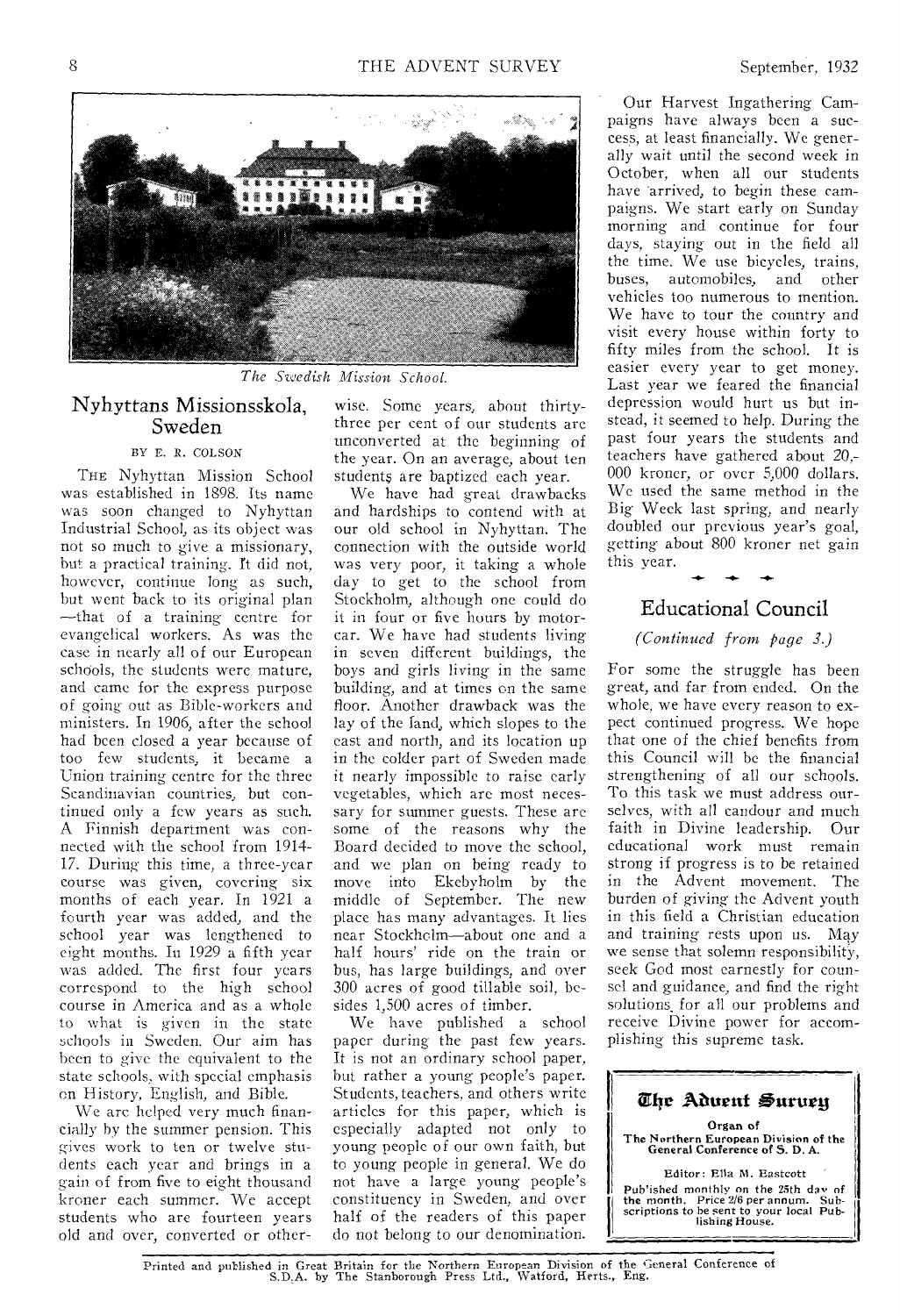*The Swedish Mission School.*

## Nyhyttans Missionsskola, Sweden

BY E. R. COLSON

THE Nyhyttan Mission School was established in 1898. Its name was soon changed to Nyhyttan Industrial School, as its object was not so much to give a missionary, but a practical training. It did not, however, continue long as such, but went back to its original plan —that of a training centre for evangelical workers. As was the case in nearly all of our European schools, the students were mature, and came for the express purpose of going out as Bible-workers and ministers. In 1906, after the school had been closed a year because of too few students, it became a Union training centre for the three Scandinavian countries, but continued only a few years as such. A Finnish department was connected with the school from 1914-17. During this time, a three-year course was given, covering six months of each year. In 1921 a fourth year was added, and the school year was lengthened to eight months. In 1929 a fifth year was added. The first four years correspond to the high school course in America and as a whole to what is given in the state schools in Sweden. Our aim has been to give the equivalent to the state schools, with special emphasis on History, English, and Bible.

We are helped very much financially by the summer pension. This gives work to ten or twelve students each year and brings in a gain of from five to eight thousand kroner each summer. We accept students who are fourteen years old and over, converted or otherwise. Some years, about thirty-three per cent of our students are unconverted at the beginning of the year. On an average, about ten students are baptized each year.

We have had great drawbacks and hardships to contend with at our old school in Nyhyttan. The connection with the outside world was very poor, it taking a whole day to get to the school from Stockholm, although one could do it in four or five hours by motor-car. We have had students living in seven different buildings, the boys and girls living in the same building, and at times on the same floor. Another drawback was the lay of the land, which slopes to the east and north, and its location up in the colder part of Sweden made it nearly impossible to raise early vegetables, which are most necessary for summer guests. These are some of the reasons why the Board decided to move the school, and we plan on being ready to move into Ekebyholm by the middle of September. The new place has many advantages. It lies near Stockholm—about one and a half hours' ride on the train or bus, has large buildings, and over 300 acres of good tillable soil, besides 1,500 acres of timber.

We have published a school paper during the past few years. It is not an ordinary school paper, but rather a young people's paper. Students, teachers, and others write articles for this paper, which is especially adapted not only to young people of our own faith, but to young people in general. We do not have a large young people's constituency in Sweden, and over half of the readers of this paper do not belong to our denomination.

Our Harvest Ingathering Campaigns have always been a success, at least financially. We generally wait until the second week in October, when all our students have arrived, to begin these campaigns. We start early on Sunday morning and continue for four days, staying out in the field all the time. We use bicycles, trains, buses, automobiles, and other vehicles too numerous to mention. We have to tour the country and visit every house within forty to fifty miles from the school. It is easier every year to get money. Last year we feared the financial depression would hurt us but instead, it seemed to help. During the past four years the students and teachers have gathered about 20,000 kroner, or over 5,000 dollars. We used the same method in the Big Week last spring, and nearly doubled our previous year's goal, getting about 800 kroner net gain this year.

## Educational Council

*(Continued from page 3.)*

For some the struggle has been great, and far from ended. On the whole, we have every reason to expect continued progress. We hope that one of the chief benefits from this Council will be the financial strengthening of all our schools. To this task we must address ourselves, with all candour and much faith in Divine leadership. Our educational work must remain strong if progress is to be retained in the Advent movement. The burden of giving the Advent youth in this field a Christian education and training rests upon us. May we sense that solemn responsibility, seek God most earnestly for counsel and guidance, and find the right solutions for all our problems and receive Divine power for accomplishing this supreme task.

---

**The Advent Survey**

Organ of
The Northern European Division of the General Conference of S. D. A.

Editor: Ella M. Eastcott

Published monthly on the 25th day of the month. Price 2/6 per annum. Subscriptions to be sent to your local Publishing House.

---

Printed and published in Great Britain for the Northern European Division of the General Conference of S.D.A. by The Stanborough Press Ltd., Watford, Herts., Eng.